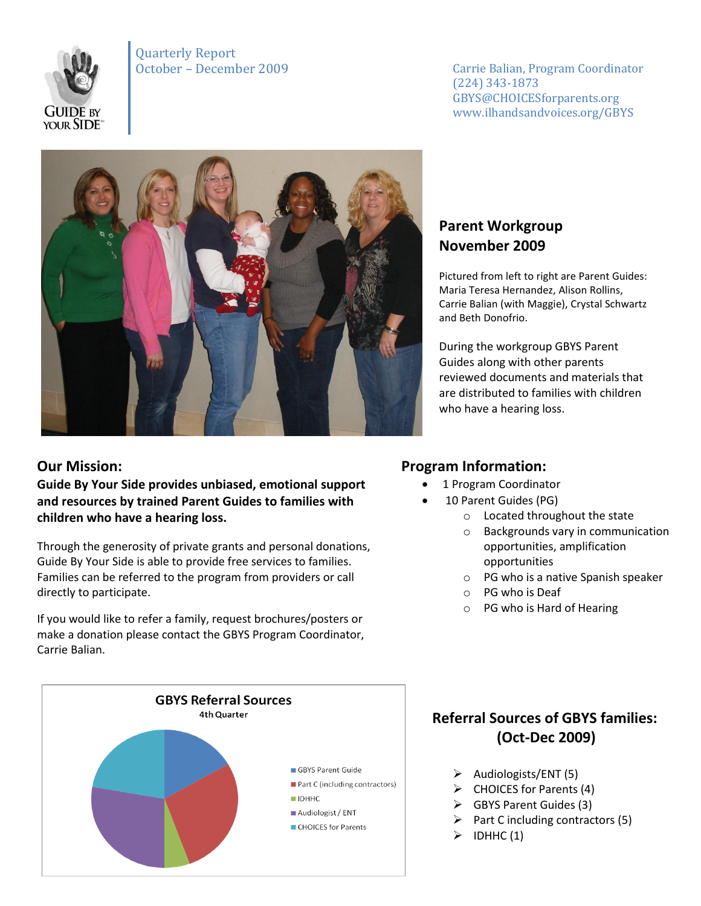Quarterly Report
October – December 2009

Carrie Balian, Program Coordinator
(224) 343-1873
GBYS@CHOICESforparents.org
www.ilhandsandvoices.org/GBYS

## Parent Workgroup November 2009

Pictured from left to right are Parent Guides: Maria Teresa Hernandez, Alison Rollins, Carrie Balian (with Maggie), Crystal Schwartz and Beth Donofrio.

During the workgroup GBYS Parent Guides along with other parents reviewed documents and materials that are distributed to families with children who have a hearing loss.

## Our Mission:

**Guide By Your Side provides unbiased, emotional support and resources by trained Parent Guides to families with children who have a hearing loss.**

Through the generosity of private grants and personal donations, Guide By Your Side is able to provide free services to families. Families can be referred to the program from providers or call directly to participate.

If you would like to refer a family, request brochures/posters or make a donation please contact the GBYS Program Coordinator, Carrie Balian.

## Program Information:

- 1 Program Coordinator
- 10 Parent Guides (PG)
  - Located throughout the state
  - Backgrounds vary in communication opportunities, amplification opportunities
  - PG who is a native Spanish speaker
  - PG who is Deaf
  - PG who is Hard of Hearing

**GBYS Referral Sources**
4th Quarter

- GBYS Parent Guide
- Part C (including contractors)
- IDHHC
- Audiologist / ENT
- CHOICES for Parents

## Referral Sources of GBYS families: (Oct-Dec 2009)

- Audiologists/ENT (5)
- CHOICES for Parents (4)
- GBYS Parent Guides (3)
- Part C including contractors (5)
- IDHHC (1)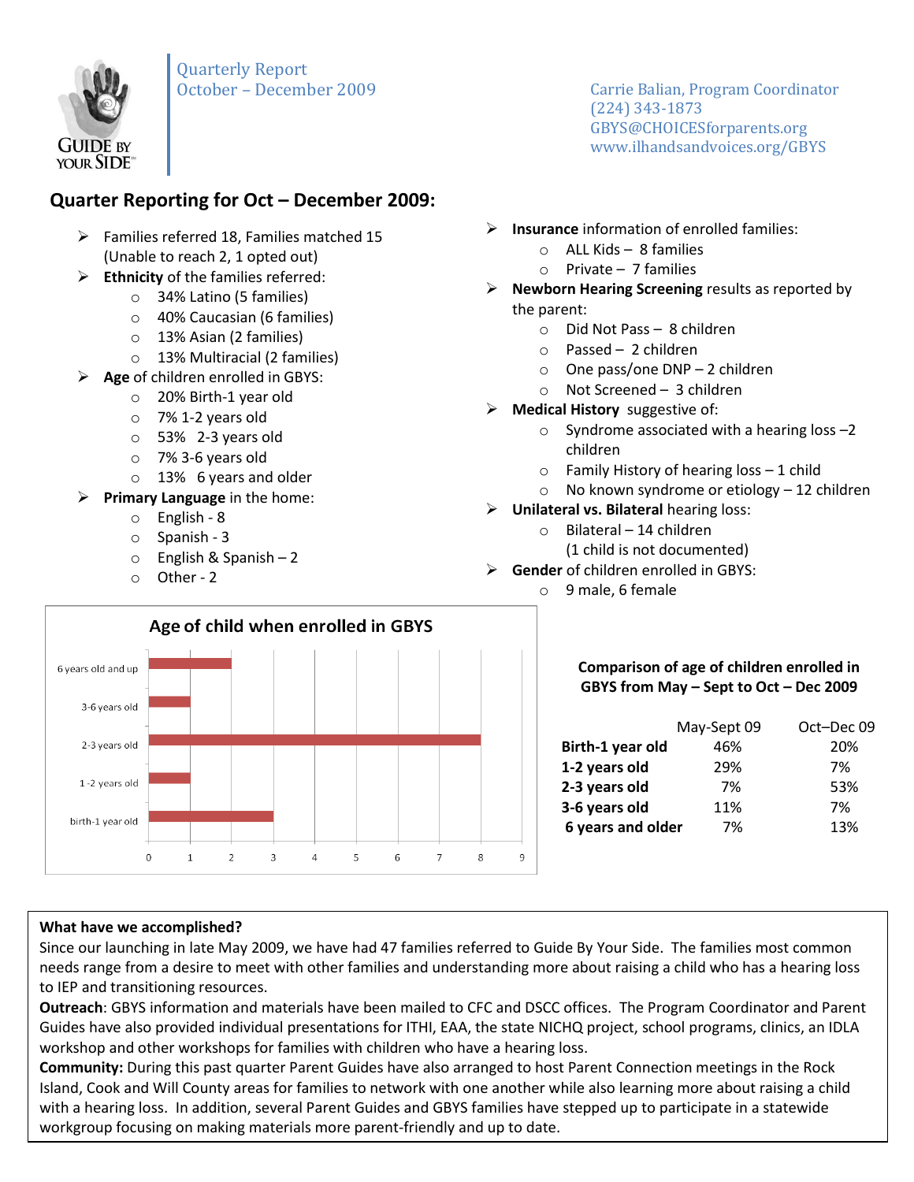GUIDE BY YOUR SIDE™

Quarterly Report
October – December 2009

Carrie Balian, Program Coordinator
(224) 343-1873
GBYS@CHOICESforparents.org
www.ilhandsandvoices.org/GBYS

## Quarter Reporting for Oct – December 2009:

- Families referred 18, Families matched 15 (Unable to reach 2, 1 opted out)
- **Ethnicity** of the families referred:
  - 34% Latino (5 families)
  - 40% Caucasian (6 families)
  - 13% Asian (2 families)
  - 13% Multiracial (2 families)
- **Age** of children enrolled in GBYS:
  - 20% Birth-1 year old
  - 7% 1-2 years old
  - 53% 2-3 years old
  - 7% 3-6 years old
  - 13% 6 years and older
- **Primary Language** in the home:
  - English - 8
  - Spanish - 3
  - English & Spanish – 2
  - Other - 2
- **Insurance** information of enrolled families:
  - ALL Kids – 8 families
  - Private – 7 families
- **Newborn Hearing Screening** results as reported by the parent:
  - Did Not Pass – 8 children
  - Passed – 2 children
  - One pass/one DNP – 2 children
  - Not Screened – 3 children
- **Medical History** suggestive of:
  - Syndrome associated with a hearing loss –2 children
  - Family History of hearing loss – 1 child
  - No known syndrome or etiology – 12 children
- **Unilateral vs. Bilateral** hearing loss:
  - Bilateral – 14 children (1 child is not documented)
- **Gender** of children enrolled in GBYS:
  - 9 male, 6 female

Age of child when enrolled in GBYS

6 years old and up
3-6 years old
2-3 years old
1-2 years old
birth-1 year old

0 1 2 3 4 5 6 7 8 9

**Comparison of age of children enrolled in GBYS from May – Sept to Oct – Dec 2009**

| | May-Sept 09 | Oct–Dec 09 |
|---|---|---|
| **Birth-1 year old** | 46% | 20% |
| **1-2 years old** | 29% | 7% |
| **2-3 years old** | 7% | 53% |
| **3-6 years old** | 11% | 7% |
| **6 years and older** | 7% | 13% |

**What have we accomplished?**
Since our launching in late May 2009, we have had 47 families referred to Guide By Your Side. The families most common needs range from a desire to meet with other families and understanding more about raising a child who has a hearing loss to IEP and transitioning resources.
**Outreach**: GBYS information and materials have been mailed to CFC and DSCC offices. The Program Coordinator and Parent Guides have also provided individual presentations for ITHI, EAA, the state NICHQ project, school programs, clinics, an IDLA workshop and other workshops for families with children who have a hearing loss.
**Community:** During this past quarter Parent Guides have also arranged to host Parent Connection meetings in the Rock Island, Cook and Will County areas for families to network with one another while also learning more about raising a child with a hearing loss. In addition, several Parent Guides and GBYS families have stepped up to participate in a statewide workgroup focusing on making materials more parent-friendly and up to date.